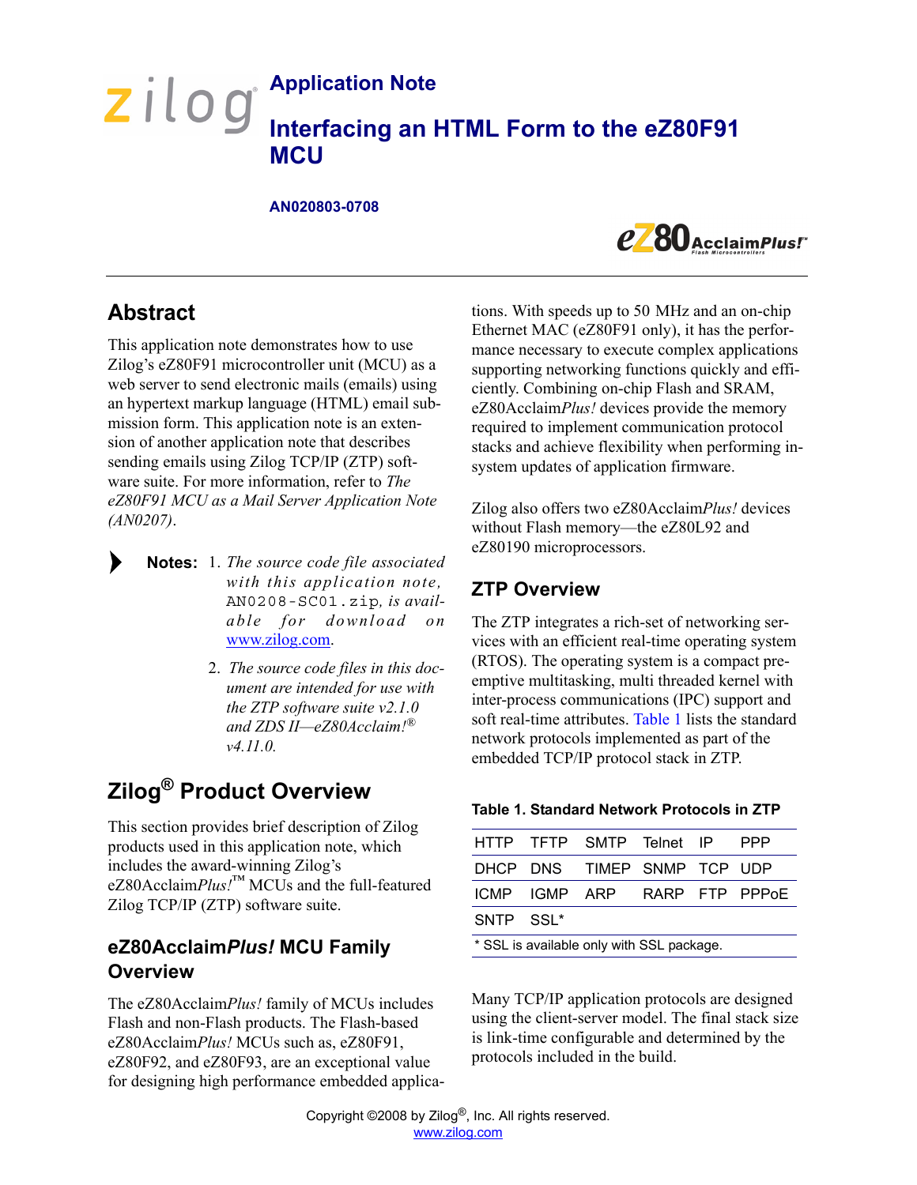# Application Note

# Interfacing an HTML Form to the eZ80F91 MCU

**AN020803-0708**

## Abstract

This application note demonstrates how to use Zilog's eZ80F91 microcontroller unit (MCU) as a web server to send electronic mails (emails) using an hypertext markup language (HTML) email submission form. This application note is an extension of another application note that describes sending emails using Zilog TCP/IP (ZTP) software suite. For more information, refer to *The eZ80F91 MCU as a Mail Server Application Note (AN0207)*.

> **Notes:** 1. *The source code file associated with this application note,* `AN0208-SC01.zip`*, is available for download on* www.zilog.com.
>
> 2. *The source code files in this document are intended for use with the ZTP software suite v2.1.0 and ZDS II—eZ80Acclaim!® v4.11.0.*

## Zilog® Product Overview

This section provides brief description of Zilog products used in this application note, which includes the award-winning Zilog's eZ80Acclaim*Plus!*™ MCUs and the full-featured Zilog TCP/IP (ZTP) software suite.

### eZ80Acclaim*Plus!* MCU Family Overview

The eZ80Acclaim*Plus!* family of MCUs includes Flash and non-Flash products. The Flash-based eZ80Acclaim*Plus!* MCUs such as, eZ80F91, eZ80F92, and eZ80F93, are an exceptional value for designing high performance embedded applications. With speeds up to 50 MHz and an on-chip Ethernet MAC (eZ80F91 only), it has the performance necessary to execute complex applications supporting networking functions quickly and efficiently. Combining on-chip Flash and SRAM, eZ80Acclaim*Plus!* devices provide the memory required to implement communication protocol stacks and achieve flexibility when performing in-system updates of application firmware.

Zilog also offers two eZ80Acclaim*Plus!* devices without Flash memory—the eZ80L92 and eZ80190 microprocessors.

## ZTP Overview

The ZTP integrates a rich-set of networking services with an efficient real-time operating system (RTOS). The operating system is a compact preemptive multitasking, multi threaded kernel with inter-process communications (IPC) support and soft real-time attributes. Table 1 lists the standard network protocols implemented as part of the embedded TCP/IP protocol stack in ZTP.

**Table 1. Standard Network Protocols in ZTP**

| | | | | | |
|---|---|---|---|---|---|
| HTTP | TFTP | SMTP | Telnet | IP | PPP |
| DHCP | DNS | TIMEP | SNMP | TCP | UDP |
| ICMP | IGMP | ARP | RARP | FTP | PPPoE |
| SNTP | SSL* | | | | |

\* SSL is available only with SSL package.

Many TCP/IP application protocols are designed using the client-server model. The final stack size is link-time configurable and determined by the protocols included in the build.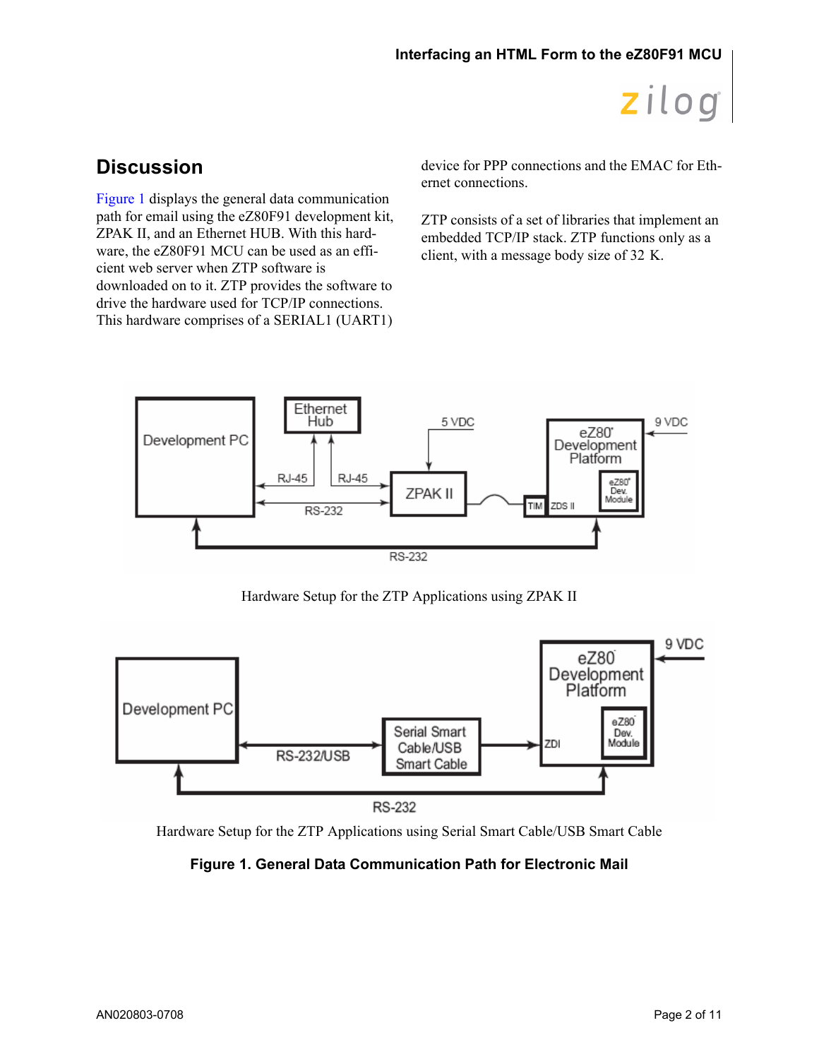## Discussion

Figure 1 displays the general data communication path for email using the eZ80F91 development kit, ZPAK II, and an Ethernet HUB. With this hardware, the eZ80F91 MCU can be used as an efficient web server when ZTP software is downloaded on to it. ZTP provides the software to drive the hardware used for TCP/IP connections. This hardware comprises of a SERIAL1 (UART1) device for PPP connections and the EMAC for Ethernet connections.

ZTP consists of a set of libraries that implement an embedded TCP/IP stack. ZTP functions only as a client, with a message body size of 32 K.

Hardware Setup for the ZTP Applications using ZPAK II

Hardware Setup for the ZTP Applications using Serial Smart Cable/USB Smart Cable

**Figure 1. General Data Communication Path for Electronic Mail**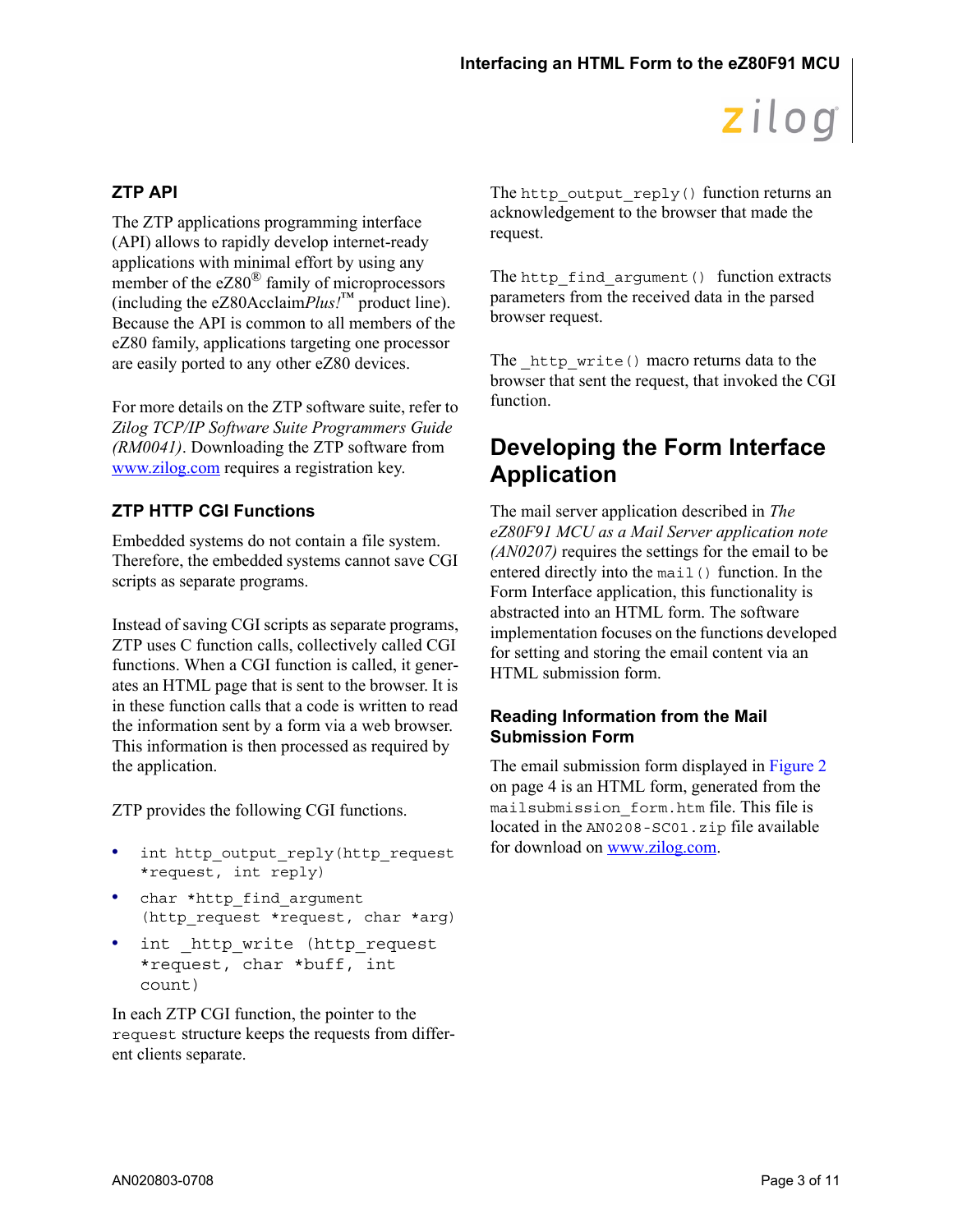### ZTP API

The ZTP applications programming interface (API) allows to rapidly develop internet-ready applications with minimal effort by using any member of the eZ80® family of microprocessors (including the eZ80Acclaim*Plus!*™ product line). Because the API is common to all members of the eZ80 family, applications targeting one processor are easily ported to any other eZ80 devices.

For more details on the ZTP software suite, refer to *Zilog TCP/IP Software Suite Programmers Guide (RM0041)*. Downloading the ZTP software from www.zilog.com requires a registration key.

### ZTP HTTP CGI Functions

Embedded systems do not contain a file system. Therefore, the embedded systems cannot save CGI scripts as separate programs.

Instead of saving CGI scripts as separate programs, ZTP uses C function calls, collectively called CGI functions. When a CGI function is called, it generates an HTML page that is sent to the browser. It is in these function calls that a code is written to read the information sent by a form via a web browser. This information is then processed as required by the application.

ZTP provides the following CGI functions.

- `int http_output_reply(http_request *request, int reply)`
- `char *http_find_argument (http_request *request, char *arg)`
- `int _http_write (http_request *request, char *buff, int count)`

In each ZTP CGI function, the pointer to the `request` structure keeps the requests from different clients separate.

The `http_output_reply()` function returns an acknowledgement to the browser that made the request.

The `http_find_argument()` function extracts parameters from the received data in the parsed browser request.

The `_http_write()` macro returns data to the browser that sent the request, that invoked the CGI function.

## Developing the Form Interface Application

The mail server application described in *The eZ80F91 MCU as a Mail Server application note (AN0207)* requires the settings for the email to be entered directly into the `mail()` function. In the Form Interface application, this functionality is abstracted into an HTML form. The software implementation focuses on the functions developed for setting and storing the email content via an HTML submission form.

### Reading Information from the Mail Submission Form

The email submission form displayed in Figure 2 on page 4 is an HTML form, generated from the `mailsubmission_form.htm` file. This file is located in the `AN0208-SC01.zip` file available for download on www.zilog.com.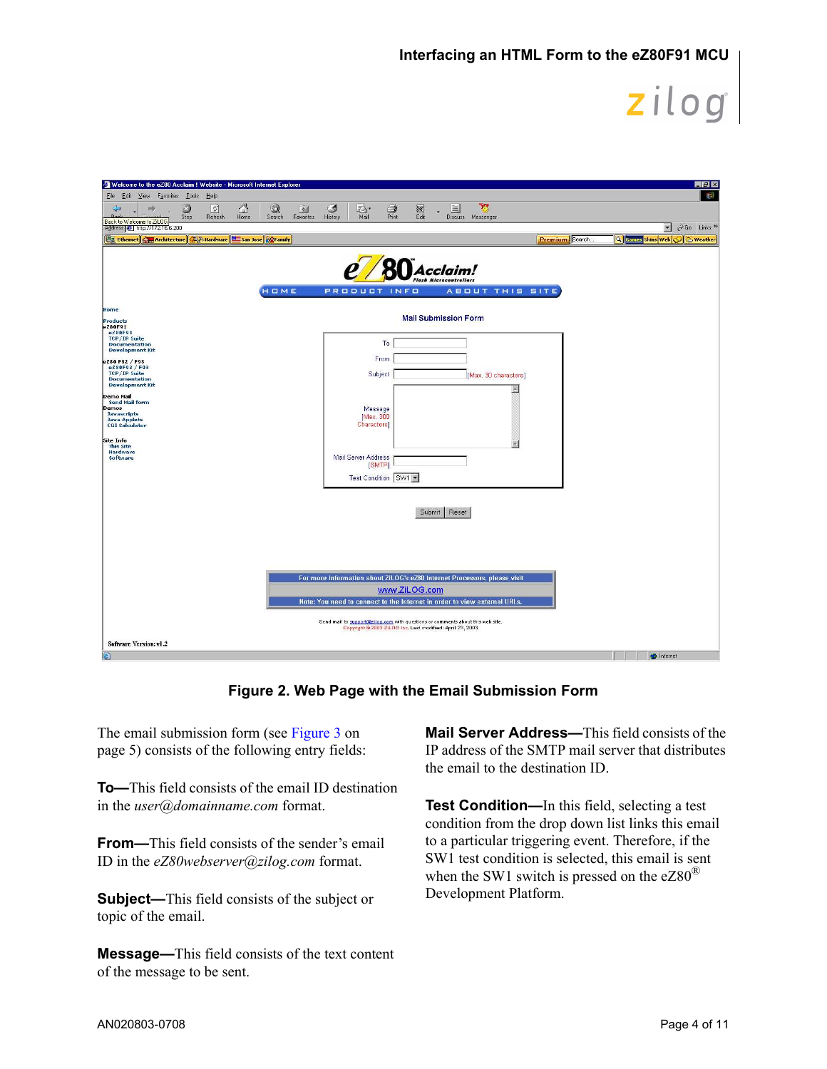Figure 2. Web Page with the Email Submission Form

The email submission form (see Figure 3 on page 5) consists of the following entry fields:

**To—**This field consists of the email ID destination in the *user@domainname.com* format.

**From—**This field consists of the sender's email ID in the *eZ80webserver@zilog.com* format.

**Subject—**This field consists of the subject or topic of the email.

**Message—**This field consists of the text content of the message to be sent.

**Mail Server Address—**This field consists of the IP address of the SMTP mail server that distributes the email to the destination ID.

**Test Condition—**In this field, selecting a test condition from the drop down list links this email to a particular triggering event. Therefore, if the SW1 test condition is selected, this email is sent when the SW1 switch is pressed on the eZ80® Development Platform.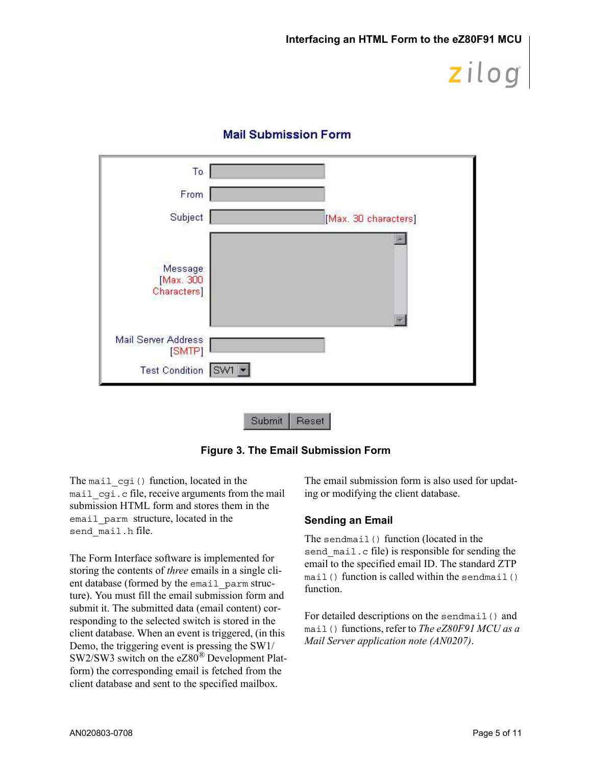Mail Submission Form

| | |
|---|---|
| To | |
| From | |
| Subject | [Max. 30 characters] |
| Message [Max. 300 Characters] | |
| Mail Server Address [SMTP] | |
| Test Condition | SW1 |

Submit | Reset

**Figure 3. The Email Submission Form**

The `mail_cgi()` function, located in the `mail_cgi.c` file, receive arguments from the mail submission HTML form and stores them in the `email_parm` structure, located in the `send_mail.h` file.

The Form Interface software is implemented for storing the contents of *three* emails in a single client database (formed by the `email_parm` structure). You must fill the email submission form and submit it. The submitted data (email content) corresponding to the selected switch is stored in the client database. When an event is triggered, (in this Demo, the triggering event is pressing the SW1/SW2/SW3 switch on the eZ80® Development Platform) the corresponding email is fetched from the client database and sent to the specified mailbox.

The email submission form is also used for updating or modifying the client database.

### Sending an Email

The `sendmail()` function (located in the `send_mail.c` file) is responsible for sending the email to the specified email ID. The standard ZTP `mail()` function is called within the `sendmail()` function.

For detailed descriptions on the `sendmail()` and `mail()` functions, refer to *The eZ80F91 MCU as a Mail Server application note (AN0207)*.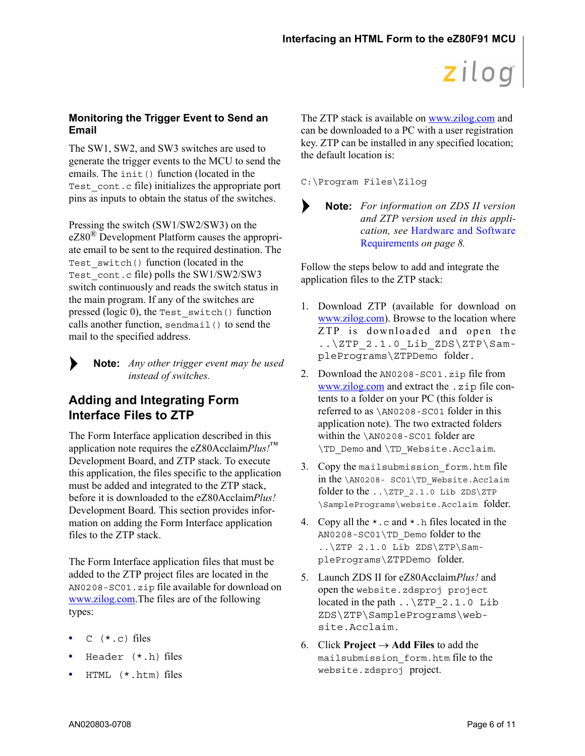### Monitoring the Trigger Event to Send an Email

The SW1, SW2, and SW3 switches are used to generate the trigger events to the MCU to send the emails. The `init()` function (located in the `Test_cont.c` file) initializes the appropriate port pins as inputs to obtain the status of the switches.

Pressing the switch (SW1/SW2/SW3) on the eZ80® Development Platform causes the appropriate email to be sent to the required destination. The `Test_switch()` function (located in the `Test_cont.c` file) polls the SW1/SW2/SW3 switch continuously and reads the switch status in the main program. If any of the switches are pressed (logic 0), the `Test_switch()` function calls another function, `sendmail()` to send the mail to the specified address.

> **Note:** *Any other trigger event may be used instead of switches.*

## Adding and Integrating Form Interface Files to ZTP

The Form Interface application described in this application note requires the eZ80Acclaim*Plus!*™ Development Board, and ZTP stack. To execute this application, the files specific to the application must be added and integrated to the ZTP stack, before it is downloaded to the eZ80Acclaim*Plus!* Development Board. This section provides information on adding the Form Interface application files to the ZTP stack.

The Form Interface application files that must be added to the ZTP project files are located in the `AN0208-SC01.zip` file available for download on www.zilog.com.The files are of the following types:

- `C (*.c)` files
- `Header (*.h)` files
- `HTML (*.htm)` files

The ZTP stack is available on www.zilog.com and can be downloaded to a PC with a user registration key. ZTP can be installed in any specified location; the default location is:

```
C:\Program Files\Zilog
```

> **Note:** *For information on ZDS II version and ZTP version used in this application, see* Hardware and Software Requirements *on page 8.*

Follow the steps below to add and integrate the application files to the ZTP stack:

1. Download ZTP (available for download on www.zilog.com). Browse to the location where ZTP is downloaded and open the `..\ZTP_2.1.0_Lib_ZDS\ZTP\SamplePrograms\ZTPDemo` folder.
2. Download the `AN0208-SC01.zip` file from www.zilog.com and extract the `.zip` file contents to a folder on your PC (this folder is referred to as `\AN0208-SC01` folder in this application note). The two extracted folders within the `\AN0208-SC01` folder are `\TD_Demo` and `\TD_Website.Acclaim`.
3. Copy the `mailsubmission_form.htm` file in the `\AN0208- SC01\TD_Website.Acclaim` folder to the `..\ZTP_2.1.0 Lib ZDS\ZTP \SamplePrograms\website.Acclaim` folder.
4. Copy all the `*.c` and `*.h` files located in the `AN0208-SC01\TD_Demo` folder to the `..\ZTP 2.1.0 Lib ZDS\ZTP\SamplePrograms\ZTPDemo` folder.
5. Launch ZDS II for eZ80Acclaim*Plus!* and open the `website.zdsproj project` located in the path `..\ZTP_2.1.0 Lib ZDS\ZTP\SamplePrograms\website.Acclaim.`
6. Click **Project** → **Add Files** to add the `mailsubmission_form.htm` file to the `website.zdsproj` project.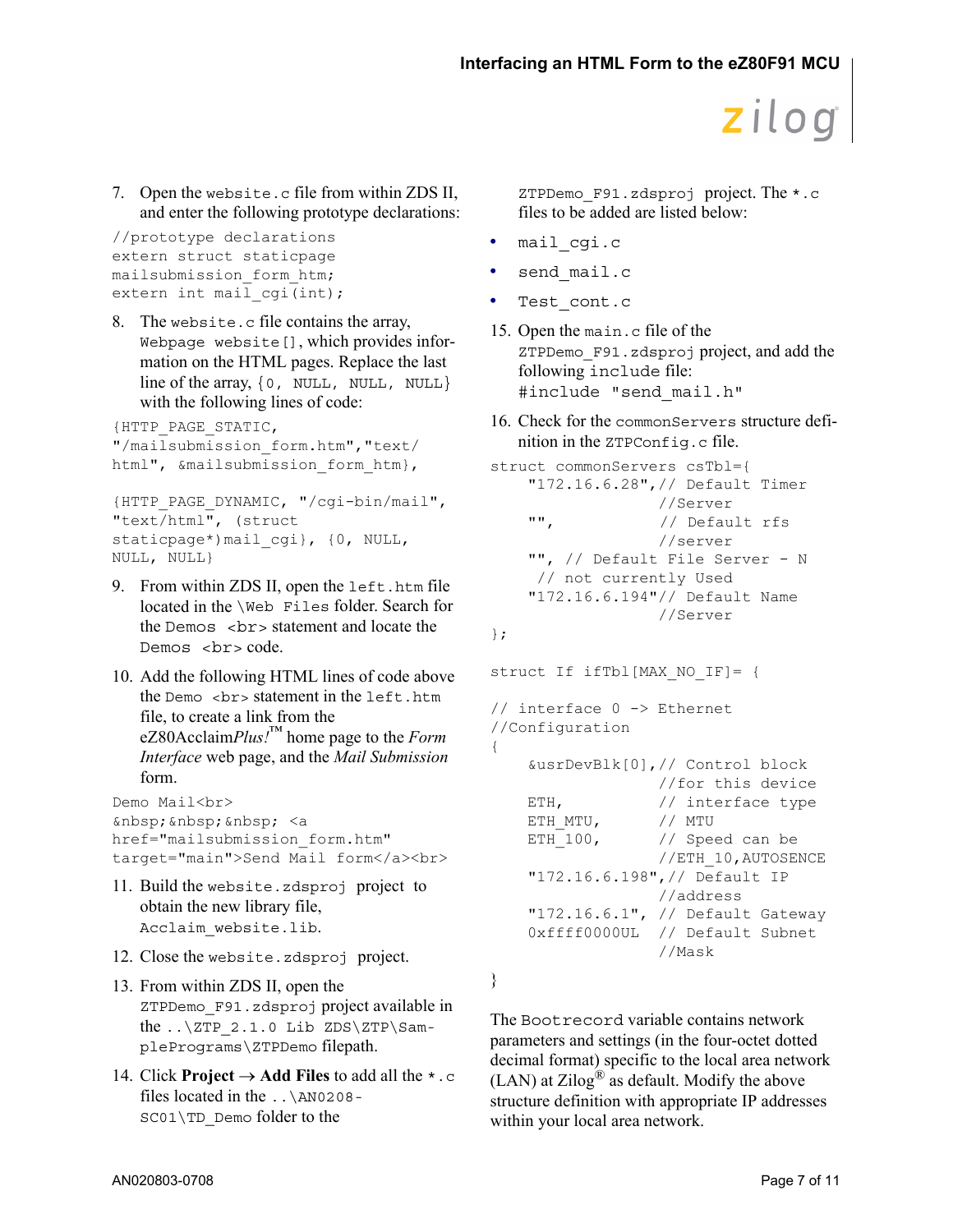7. Open the `website.c` file from within ZDS II, and enter the following prototype declarations:

```
//prototype declarations
extern struct staticpage
mailsubmission_form_htm;
extern int mail_cgi(int);
```

8. The `website.c` file contains the array, `Webpage website[]`, which provides information on the HTML pages. Replace the last line of the array, `{0, NULL, NULL, NULL}` with the following lines of code:

```
{HTTP_PAGE_STATIC,
"/mailsubmission_form.htm","text/
html", &mailsubmission_form_htm},

{HTTP_PAGE_DYNAMIC, "/cgi-bin/mail",
"text/html", (struct
staticpage*)mail_cgi}, {0, NULL,
NULL, NULL}
```

9. From within ZDS II, open the `left.htm` file located in the `\Web Files` folder. Search for the `Demos <br>` statement and locate the `Demos <br>` code.

10. Add the following HTML lines of code above the `Demo <br>` statement in the `left.htm` file, to create a link from the eZ80Acclaim*Plus!*™ home page to the *Form Interface* web page, and the *Mail Submission* form.

```
Demo Mail<br>
&nbsp;&nbsp;&nbsp; <a
href="mailsubmission_form.htm"
target="main">Send Mail form</a><br>
```

11. Build the `website.zdsproj` project to obtain the new library file, `Acclaim_website.lib`.

12. Close the `website.zdsproj` project.

13. From within ZDS II, open the `ZTPDemo_F91.zdsproj` project available in the `..\ZTP_2.1.0 Lib ZDS\ZTP\SamplePrograms\ZTPDemo` filepath.

14. Click **Project** → **Add Files** to add all the `*.c` files located in the `..\AN0208-SC01\TD_Demo` folder to the `ZTPDemo_F91.zdsproj` project. The `*.c` files to be added are listed below:

   - `mail_cgi.c`
   - `send_mail.c`
   - `Test_cont.c`

15. Open the `main.c` file of the `ZTPDemo_F91.zdsproj` project, and add the following include file:
`#include "send_mail.h"`

16. Check for the `commonServers` structure definition in the `ZTPConfig.c` file.

```
struct commonServers csTbl={
    "172.16.6.28",// Default Timer
                  //Server
    "",           // Default rfs
                  //server
    "", // Default File Server - N
     // not currently Used
    "172.16.6.194"// Default Name
                  //Server
};

struct If ifTbl[MAX_NO_IF]= {

// interface 0 -> Ethernet
//Configuration
{
    &usrDevBlk[0],// Control block
                  //for this device
    ETH,          // interface type
    ETH_MTU,      // MTU
    ETH_100,      // Speed can be
                  //ETH_10,AUTOSENCE
    "172.16.6.198",// Default IP
                  //address
    "172.16.6.1", // Default Gateway
    0xffff0000UL  // Default Subnet
                  //Mask

}
```

The `Bootrecord` variable contains network parameters and settings (in the four-octet dotted decimal format) specific to the local area network (LAN) at Zilog® as default. Modify the above structure definition with appropriate IP addresses within your local area network.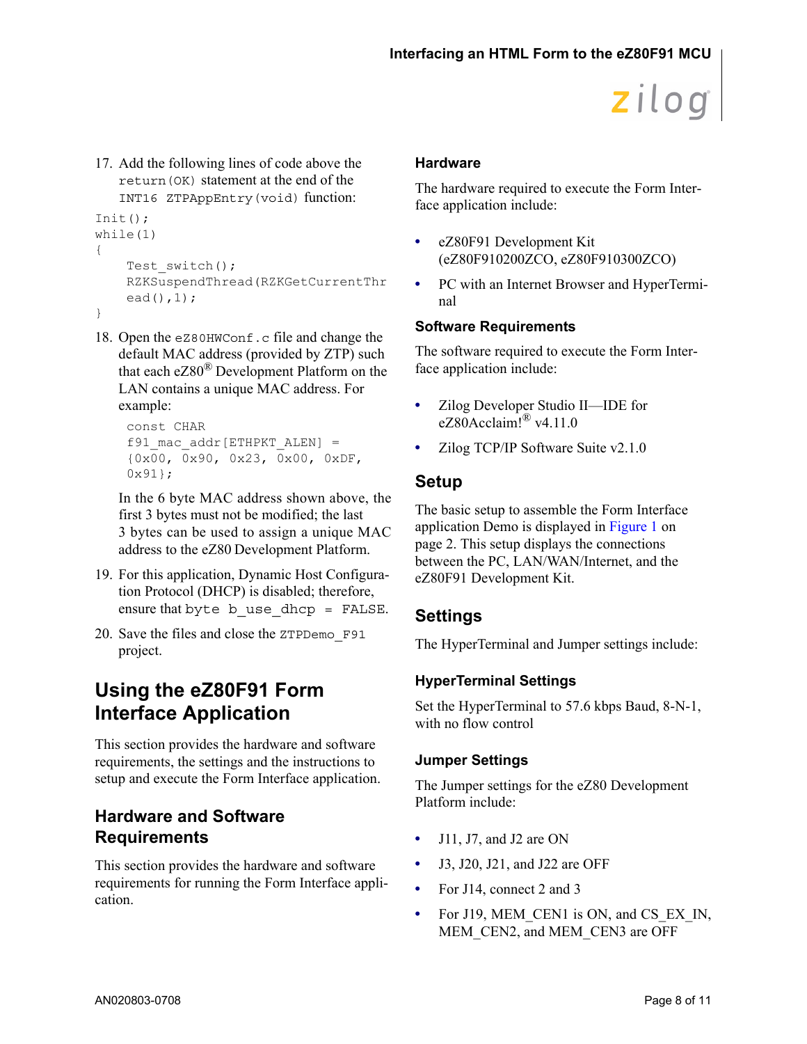17. Add the following lines of code above the `return(OK)` statement at the end of the `INT16 ZTPAppEntry(void)` function:

```
Init();
while(1)
{
    Test_switch();
    RZKSuspendThread(RZKGetCurrentThread(),1);
}
```

18. Open the `eZ80HWConf.c` file and change the default MAC address (provided by ZTP) such that each eZ80® Development Platform on the LAN contains a unique MAC address. For example:

    ```
    const CHAR
    f91_mac_addr[ETHPKT_ALEN] =
    {0x00, 0x90, 0x23, 0x00, 0xDF,
    0x91};
    ```

    In the 6 byte MAC address shown above, the first 3 bytes must not be modified; the last 3 bytes can be used to assign a unique MAC address to the eZ80 Development Platform.

19. For this application, Dynamic Host Configuration Protocol (DHCP) is disabled; therefore, ensure that `byte b_use_dhcp = FALSE`.

20. Save the files and close the `ZTPDemo_F91` project.

## Using the eZ80F91 Form Interface Application

This section provides the hardware and software requirements, the settings and the instructions to setup and execute the Form Interface application.

### Hardware and Software Requirements

This section provides the hardware and software requirements for running the Form Interface application.

#### Hardware

The hardware required to execute the Form Interface application include:

- eZ80F91 Development Kit (eZ80F910200ZCO, eZ80F910300ZCO)
- PC with an Internet Browser and HyperTerminal

#### Software Requirements

The software required to execute the Form Interface application include:

- Zilog Developer Studio II—IDE for eZ80Acclaim!® v4.11.0
- Zilog TCP/IP Software Suite v2.1.0

### Setup

The basic setup to assemble the Form Interface application Demo is displayed in Figure 1 on page 2. This setup displays the connections between the PC, LAN/WAN/Internet, and the eZ80F91 Development Kit.

### Settings

The HyperTerminal and Jumper settings include:

#### HyperTerminal Settings

Set the HyperTerminal to 57.6 kbps Baud, 8-N-1, with no flow control

#### Jumper Settings

The Jumper settings for the eZ80 Development Platform include:

- J11, J7, and J2 are ON
- J3, J20, J21, and J22 are OFF
- For J14, connect 2 and 3
- For J19, MEM_CEN1 is ON, and CS_EX_IN, MEM_CEN2, and MEM_CEN3 are OFF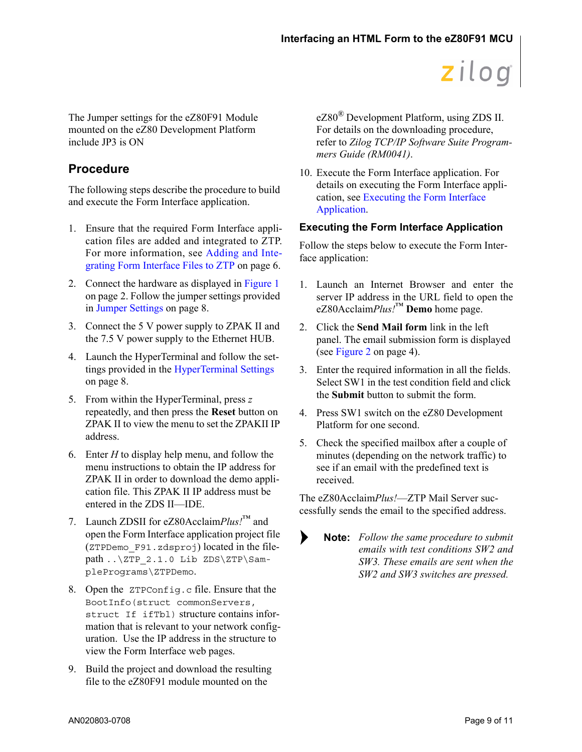The Jumper settings for the eZ80F91 Module mounted on the eZ80 Development Platform include JP3 is ON

## Procedure

The following steps describe the procedure to build and execute the Form Interface application.

1. Ensure that the required Form Interface application files are added and integrated to ZTP. For more information, see Adding and Integrating Form Interface Files to ZTP on page 6.
2. Connect the hardware as displayed in Figure 1 on page 2. Follow the jumper settings provided in Jumper Settings on page 8.
3. Connect the 5 V power supply to ZPAK II and the 7.5 V power supply to the Ethernet HUB.
4. Launch the HyperTerminal and follow the settings provided in the HyperTerminal Settings on page 8.
5. From within the HyperTerminal, press *z* repeatedly, and then press the **Reset** button on ZPAK II to view the menu to set the ZPAKII IP address.
6. Enter *H* to display help menu, and follow the menu instructions to obtain the IP address for ZPAK II in order to download the demo application file. This ZPAK II IP address must be entered in the ZDS II—IDE.
7. Launch ZDSII for eZ80Acclaim*Plus!*™ and open the Form Interface application project file (`ZTPDemo_F91.zdsproj`) located in the filepath `..\ZTP_2.1.0 Lib ZDS\ZTP\SamplePrograms\ZTPDemo`.
8. Open the `ZTPConfig.c` file. Ensure that the `BootInfo(struct commonServers, struct If ifTbl)` structure contains information that is relevant to your network configuration. Use the IP address in the structure to view the Form Interface web pages.
9. Build the project and download the resulting file to the eZ80F91 module mounted on the eZ80® Development Platform, using ZDS II. For details on the downloading procedure, refer to *Zilog TCP/IP Software Suite Programmers Guide (RM0041)*.
10. Execute the Form Interface application. For details on executing the Form Interface application, see Executing the Form Interface Application.

### Executing the Form Interface Application

Follow the steps below to execute the Form Interface application:

1. Launch an Internet Browser and enter the server IP address in the URL field to open the eZ80Acclaim*Plus!*™ **Demo** home page.
2. Click the **Send Mail form** link in the left panel. The email submission form is displayed (see Figure 2 on page 4).
3. Enter the required information in all the fields. Select SW1 in the test condition field and click the **Submit** button to submit the form.
4. Press SW1 switch on the eZ80 Development Platform for one second.
5. Check the specified mailbox after a couple of minutes (depending on the network traffic) to see if an email with the predefined text is received.

The eZ80Acclaim*Plus!*—ZTP Mail Server successfully sends the email to the specified address.

> **Note:** *Follow the same procedure to submit emails with test conditions SW2 and SW3. These emails are sent when the SW2 and SW3 switches are pressed.*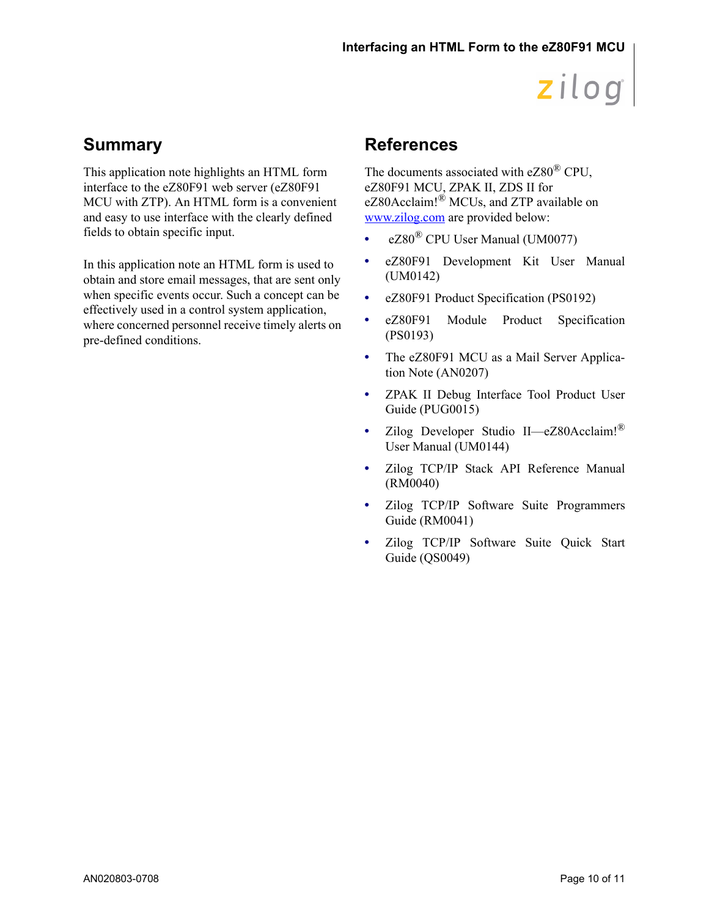## Summary

This application note highlights an HTML form interface to the eZ80F91 web server (eZ80F91 MCU with ZTP). An HTML form is a convenient and easy to use interface with the clearly defined fields to obtain specific input.

In this application note an HTML form is used to obtain and store email messages, that are sent only when specific events occur. Such a concept can be effectively used in a control system application, where concerned personnel receive timely alerts on pre-defined conditions.

## References

The documents associated with eZ80® CPU, eZ80F91 MCU, ZPAK II, ZDS II for eZ80Acclaim!® MCUs, and ZTP available on www.zilog.com are provided below:

- eZ80® CPU User Manual (UM0077)
- eZ80F91 Development Kit User Manual (UM0142)
- eZ80F91 Product Specification (PS0192)
- eZ80F91 Module Product Specification (PS0193)
- The eZ80F91 MCU as a Mail Server Application Note (AN0207)
- ZPAK II Debug Interface Tool Product User Guide (PUG0015)
- Zilog Developer Studio II—eZ80Acclaim!® User Manual (UM0144)
- Zilog TCP/IP Stack API Reference Manual (RM0040)
- Zilog TCP/IP Software Suite Programmers Guide (RM0041)
- Zilog TCP/IP Software Suite Quick Start Guide (QS0049)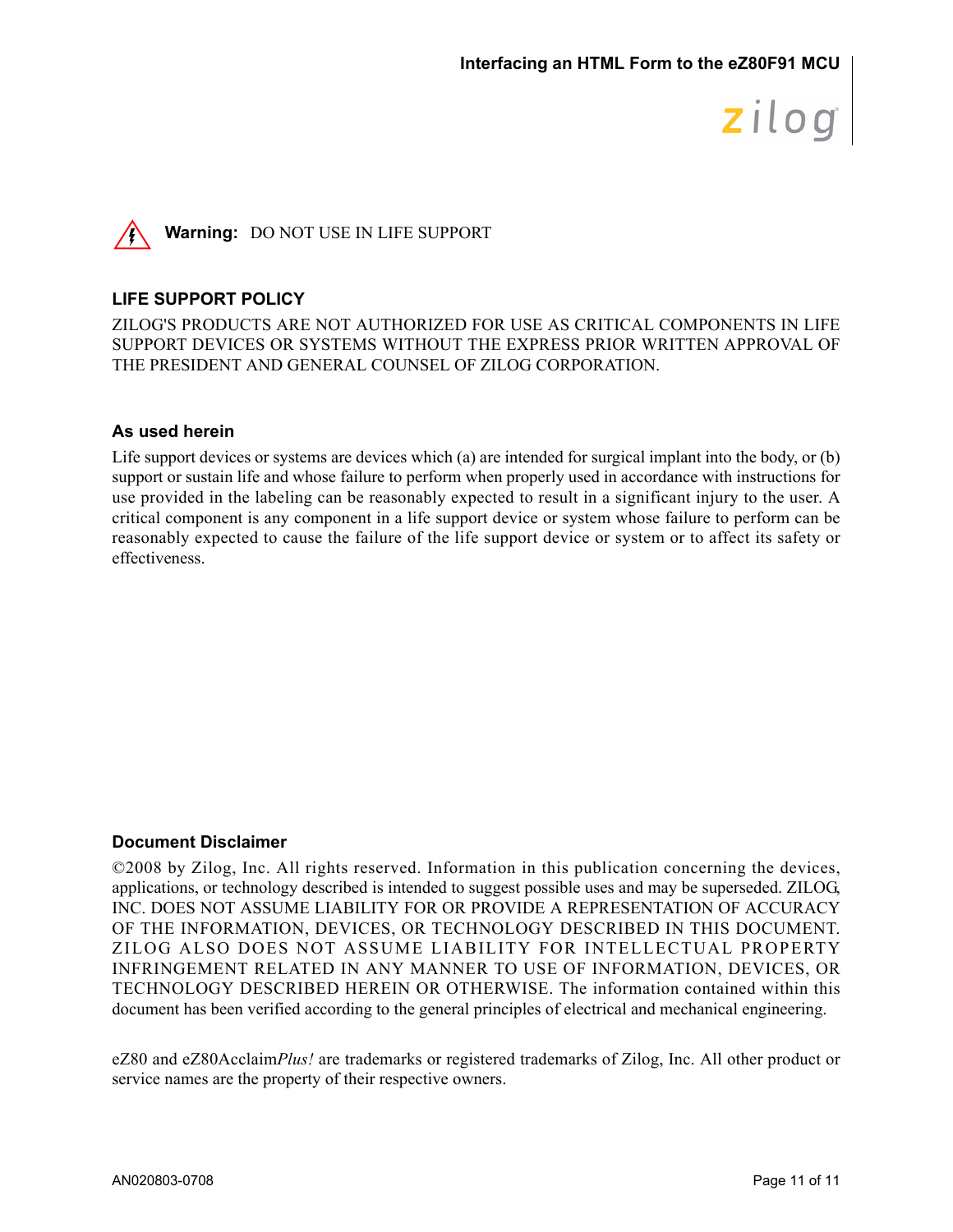**Warning:** DO NOT USE IN LIFE SUPPORT

### LIFE SUPPORT POLICY

ZILOG'S PRODUCTS ARE NOT AUTHORIZED FOR USE AS CRITICAL COMPONENTS IN LIFE SUPPORT DEVICES OR SYSTEMS WITHOUT THE EXPRESS PRIOR WRITTEN APPROVAL OF THE PRESIDENT AND GENERAL COUNSEL OF ZILOG CORPORATION.

### As used herein

Life support devices or systems are devices which (a) are intended for surgical implant into the body, or (b) support or sustain life and whose failure to perform when properly used in accordance with instructions for use provided in the labeling can be reasonably expected to result in a significant injury to the user. A critical component is any component in a life support device or system whose failure to perform can be reasonably expected to cause the failure of the life support device or system or to affect its safety or effectiveness.

### Document Disclaimer

©2008 by Zilog, Inc. All rights reserved. Information in this publication concerning the devices, applications, or technology described is intended to suggest possible uses and may be superseded. ZILOG, INC. DOES NOT ASSUME LIABILITY FOR OR PROVIDE A REPRESENTATION OF ACCURACY OF THE INFORMATION, DEVICES, OR TECHNOLOGY DESCRIBED IN THIS DOCUMENT. ZILOG ALSO DOES NOT ASSUME LIABILITY FOR INTELLECTUAL PROPERTY INFRINGEMENT RELATED IN ANY MANNER TO USE OF INFORMATION, DEVICES, OR TECHNOLOGY DESCRIBED HEREIN OR OTHERWISE. The information contained within this document has been verified according to the general principles of electrical and mechanical engineering.

eZ80 and eZ80Acclaim*Plus!* are trademarks or registered trademarks of Zilog, Inc. All other product or service names are the property of their respective owners.